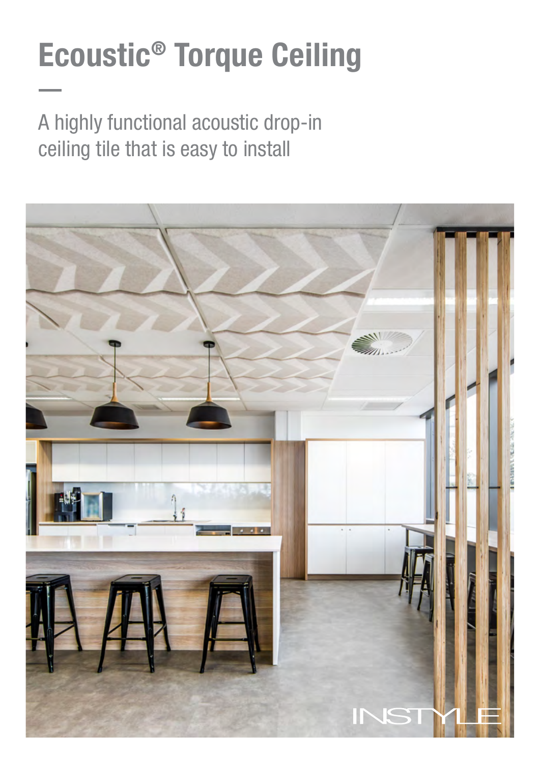# Ecoustic® Torque Ceiling

A highly functional acoustic drop-in ceiling tile that is easy to install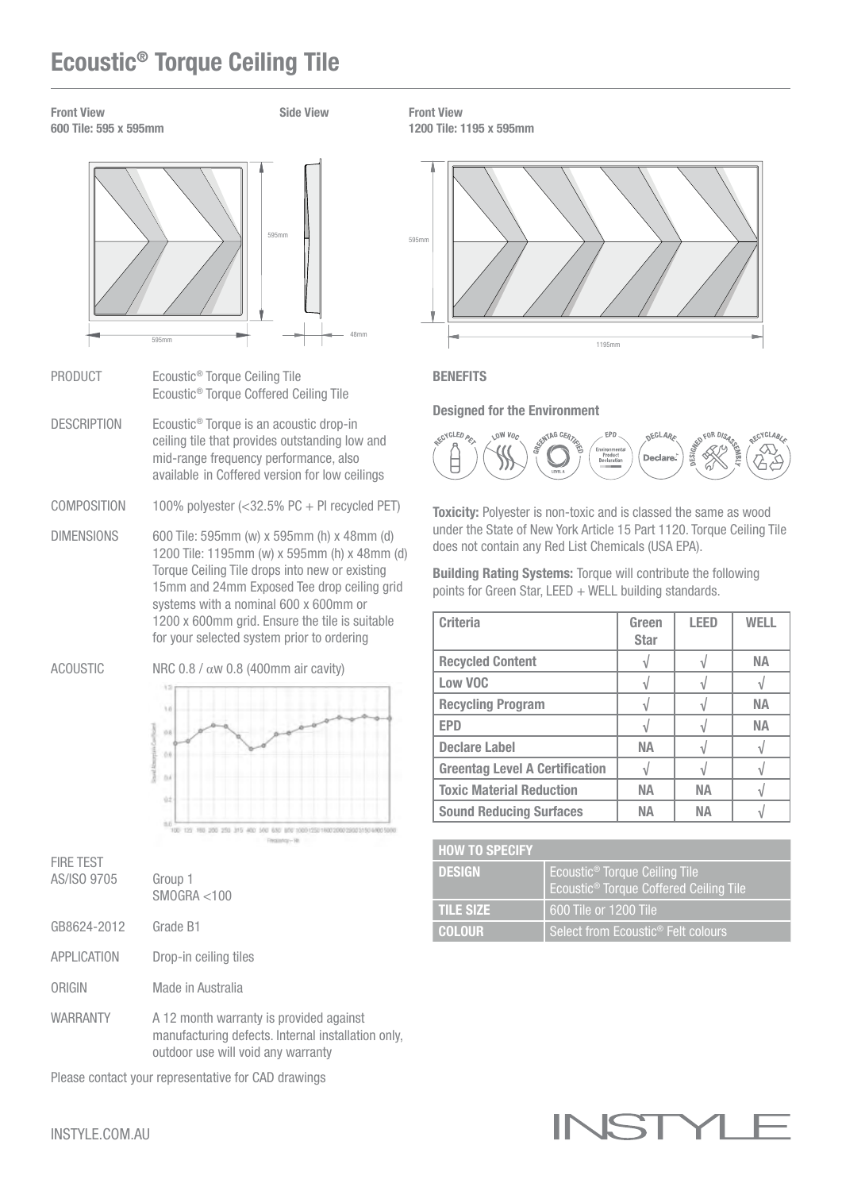# Ecoustic® Torque Ceiling Tile

**Front View**
**600 Tile: 595 x 595mm**

**Side View**

**Front View**
**1200 Tile: 1195 x 595mm**

PRODUCT — Ecoustic® Torque Ceiling Tile
Ecoustic® Torque Coffered Ceiling Tile

DESCRIPTION — Ecoustic® Torque is an acoustic drop-in ceiling tile that provides outstanding low and mid-range frequency performance, also available in Coffered version for low ceilings

COMPOSITION — 100% polyester (<32.5% PC + PI recycled PET)

DIMENSIONS — 600 Tile: 595mm (w) x 595mm (h) x 48mm (d)
1200 Tile: 1195mm (w) x 595mm (h) x 48mm (d)
Torque Ceiling Tile drops into new or existing 15mm and 24mm Exposed Tee drop ceiling grid systems with a nominal 600 x 600mm or 1200 x 600mm grid. Ensure the tile is suitable for your selected system prior to ordering

ACOUSTIC — NRC 0.8 / αw 0.8 (400mm air cavity)

FIRE TEST AS/ISO 9705 — Group 1
SMOGRA <100

GB8624-2012 — Grade B1

APPLICATION — Drop-in ceiling tiles

ORIGIN — Made in Australia

WARRANTY — A 12 month warranty is provided against manufacturing defects. Internal installation only, outdoor use will void any warranty

Please contact your representative for CAD drawings

**BENEFITS**

**Designed for the Environment**

**Toxicity:** Polyester is non-toxic and is classed the same as wood under the State of New York Article 15 Part 1120. Torque Ceiling Tile does not contain any Red List Chemicals (USA EPA).

**Building Rating Systems:** Torque will contribute the following points for Green Star, LEED + WELL building standards.

| Criteria | Green Star | LEED | WELL |
|---|---|---|---|
| Recycled Content | √ | √ | NA |
| Low VOC | √ | √ | √ |
| Recycling Program | √ | √ | NA |
| EPD | √ | √ | NA |
| Declare Label | NA | √ | √ |
| Greentag Level A Certification | √ | √ | √ |
| Toxic Material Reduction | NA | NA | √ |
| Sound Reducing Surfaces | NA | NA | √ |

| HOW TO SPECIFY | |
|---|---|
| DESIGN | Ecoustic® Torque Ceiling Tile<br>Ecoustic® Torque Coffered Ceiling Tile |
| TILE SIZE | 600 Tile or 1200 Tile |
| COLOUR | Select from Ecoustic® Felt colours |

INSTYLE.COM.AU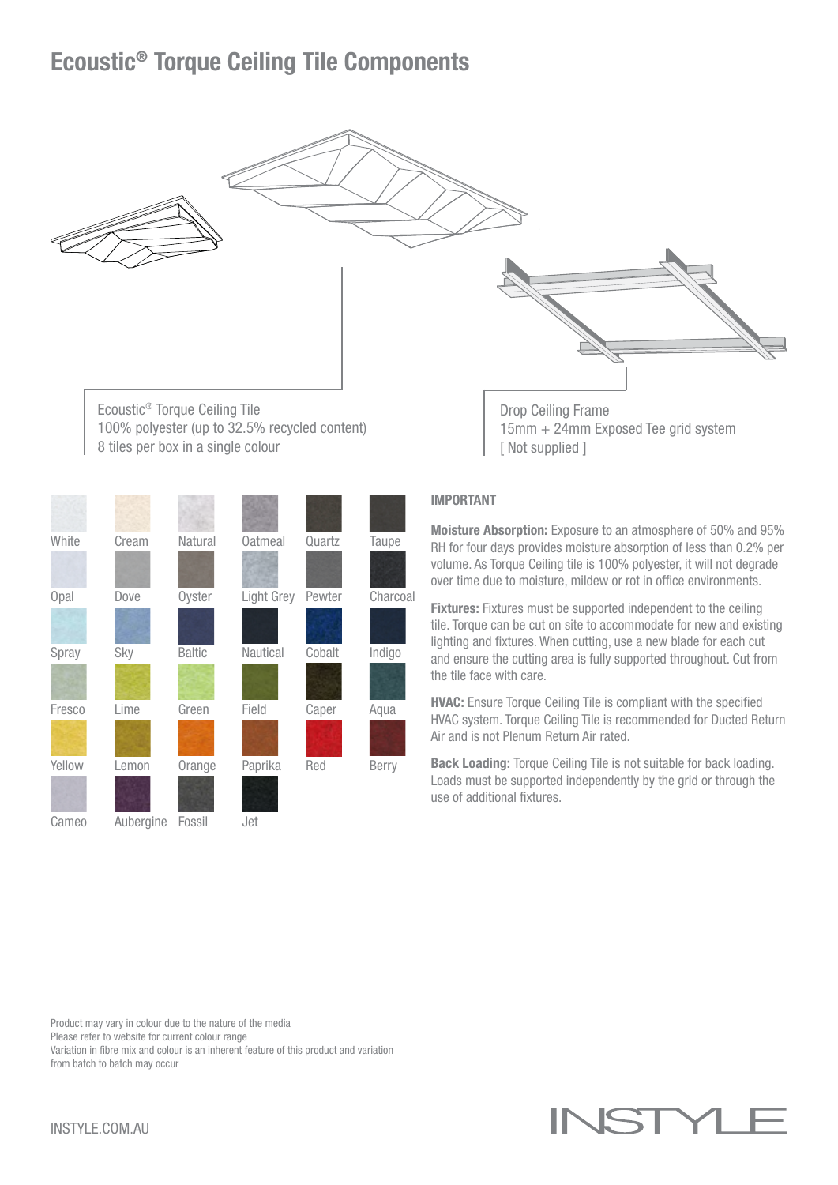# Ecoustic® Torque Ceiling Tile Components

Ecoustic® Torque Ceiling Tile
100% polyester (up to 32.5% recycled content)
8 tiles per box in a single colour

Drop Ceiling Frame
15mm + 24mm Exposed Tee grid system
[ Not supplied ]

| | | | | | |
|---|---|---|---|---|---|
| White | Cream | Natural | Oatmeal | Quartz | Taupe |
| Opal | Dove | Oyster | Light Grey | Pewter | Charcoal |
| Spray | Sky | Baltic | Nautical | Cobalt | Indigo |
| Fresco | Lime | Green | Field | Caper | Aqua |
| Yellow | Lemon | Orange | Paprika | Red | Berry |
| Cameo | Aubergine | Fossil | Jet | | |

## IMPORTANT

**Moisture Absorption:** Exposure to an atmosphere of 50% and 95% RH for four days provides moisture absorption of less than 0.2% per volume. As Torque Ceiling tile is 100% polyester, it will not degrade over time due to moisture, mildew or rot in office environments.

**Fixtures:** Fixtures must be supported independent to the ceiling tile. Torque can be cut on site to accommodate for new and existing lighting and fixtures. When cutting, use a new blade for each cut and ensure the cutting area is fully supported throughout. Cut from the tile face with care.

**HVAC:** Ensure Torque Ceiling Tile is compliant with the specified HVAC system. Torque Ceiling Tile is recommended for Ducted Return Air and is not Plenum Return Air rated.

**Back Loading:** Torque Ceiling Tile is not suitable for back loading. Loads must be supported independently by the grid or through the use of additional fixtures.

Product may vary in colour due to the nature of the media
Please refer to website for current colour range
Variation in fibre mix and colour is an inherent feature of this product and variation from batch to batch may occur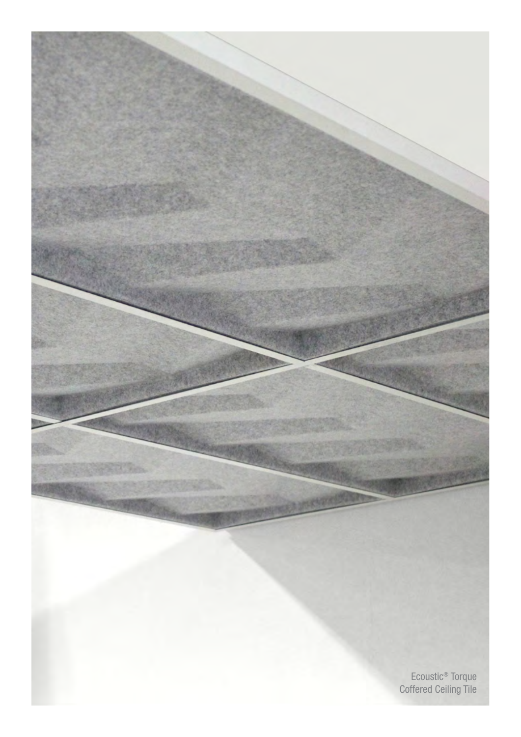Ecoustic® Torque
Coffered Ceiling Tile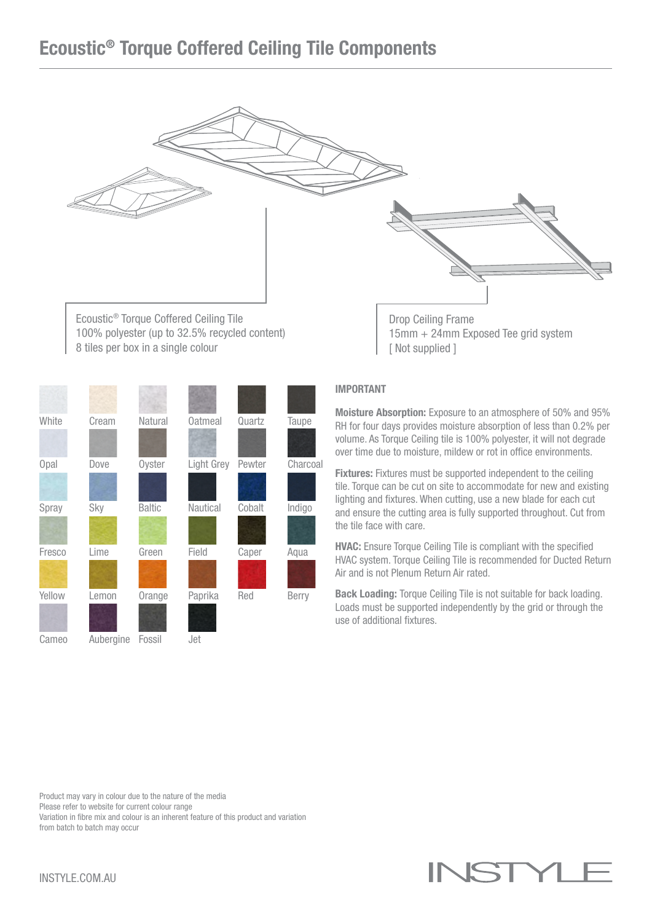# Ecoustic® Torque Coffered Ceiling Tile Components

Ecoustic® Torque Coffered Ceiling Tile
100% polyester (up to 32.5% recycled content)
8 tiles per box in a single colour

Drop Ceiling Frame
15mm + 24mm Exposed Tee grid system
[ Not supplied ]

| | | | | | |
|---|---|---|---|---|---|
| White | Cream | Natural | Oatmeal | Quartz | Taupe |
| Opal | Dove | Oyster | Light Grey | Pewter | Charcoal |
| Spray | Sky | Baltic | Nautical | Cobalt | Indigo |
| Fresco | Lime | Green | Field | Caper | Aqua |
| Yellow | Lemon | Orange | Paprika | Red | Berry |
| Cameo | Aubergine | Fossil | Jet | | |

## IMPORTANT

**Moisture Absorption:** Exposure to an atmosphere of 50% and 95% RH for four days provides moisture absorption of less than 0.2% per volume. As Torque Ceiling tile is 100% polyester, it will not degrade over time due to moisture, mildew or rot in office environments.

**Fixtures:** Fixtures must be supported independent to the ceiling tile. Torque can be cut on site to accommodate for new and existing lighting and fixtures. When cutting, use a new blade for each cut and ensure the cutting area is fully supported throughout. Cut from the tile face with care.

**HVAC:** Ensure Torque Ceiling Tile is compliant with the specified HVAC system. Torque Ceiling Tile is recommended for Ducted Return Air and is not Plenum Return Air rated.

**Back Loading:** Torque Ceiling Tile is not suitable for back loading. Loads must be supported independently by the grid or through the use of additional fixtures.

Product may vary in colour due to the nature of the media
Please refer to website for current colour range
Variation in fibre mix and colour is an inherent feature of this product and variation from batch to batch may occur

INSTYLE.COM.AU

INSTYLE